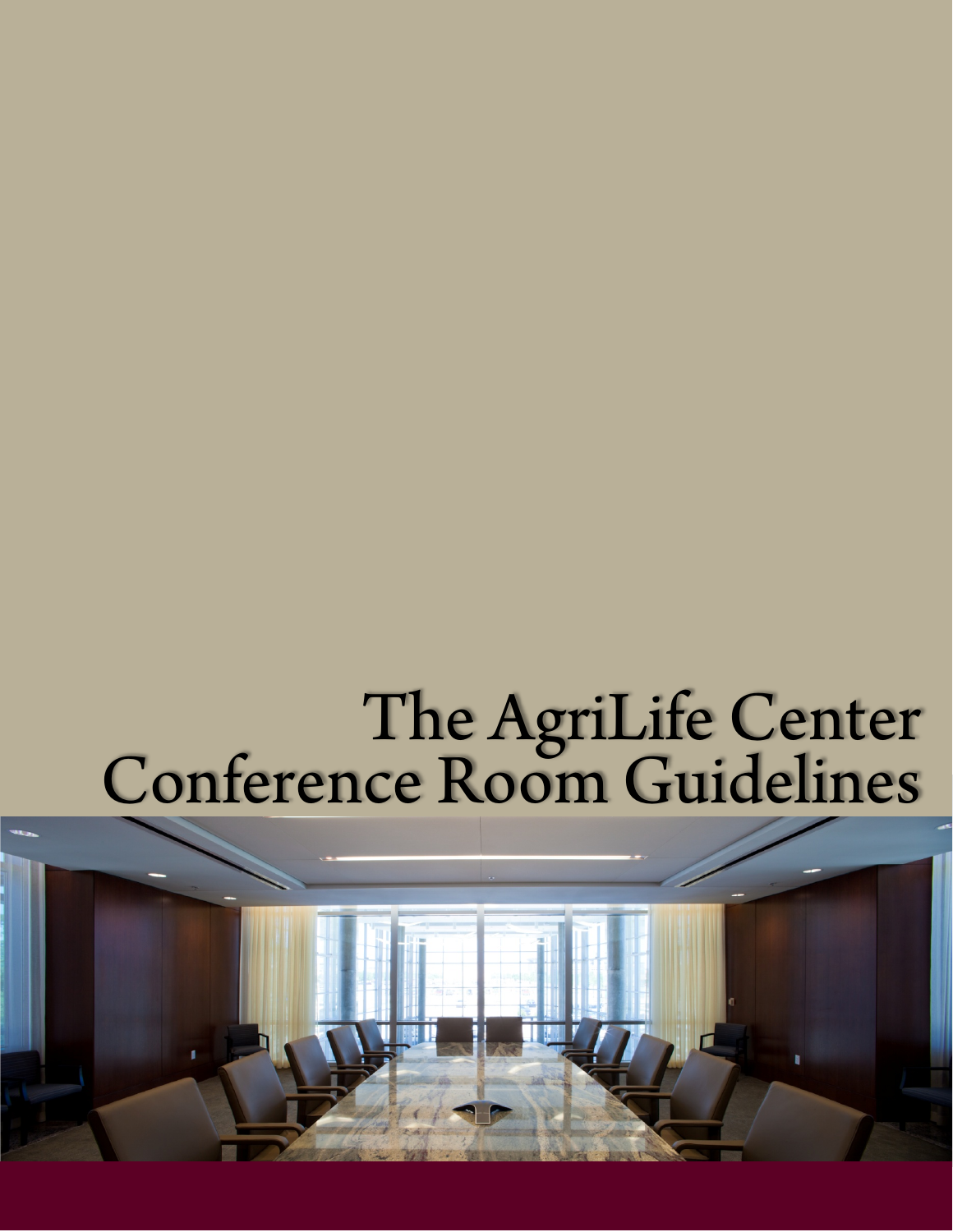# The AgriLife Center Conference Room Guidelines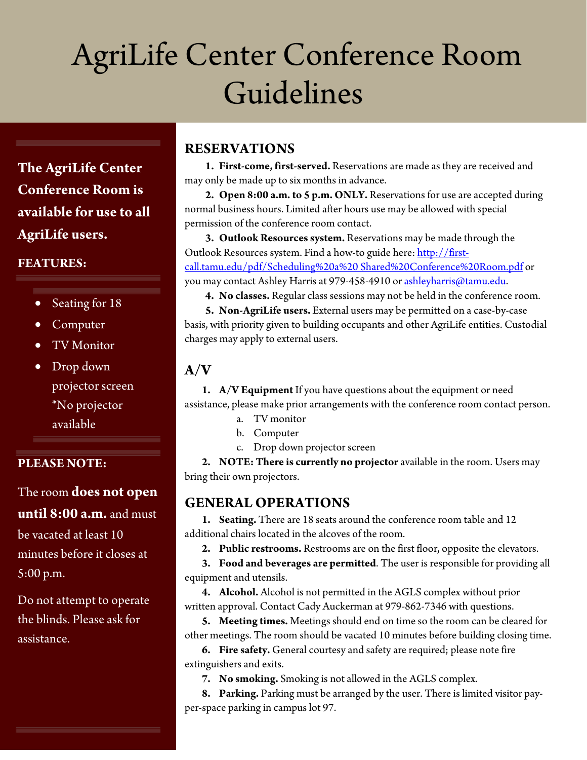# AgriLife Center Conference Room Guidelines

**The AgriLife Center Conference Room is available for use to all AgriLife users.**

**FEATURES:**

- Seating for 18
- Computer
- TV Monitor
- Drop down projector screen *No projector available

**PLEASE NOTE:**

The room **does not open until 8:00 a.m.** and must be vacated at least 10 minutes before it closes at 5:00 p.m.

Do not attempt to operate the blinds. Please ask for assistance.

## RESERVATIONS

1. **First-come, first-served.** Reservations are made as they are received and may only be made up to six months in advance.
2. **Open 8:00 a.m. to 5 p.m. ONLY.** Reservations for use are accepted during normal business hours. Limited after hours use may be allowed with special permission of the conference room contact.
3. **Outlook Resources system.** Reservations may be made through the Outlook Resources system. Find a how-to guide here: [http://first-call.tamu.edu/pdf/Scheduling%20a%20 Shared%20Conference%20Room.pdf](http://first-call.tamu.edu/pdf/Scheduling%20a%20Shared%20Conference%20Room.pdf) or you may contact Ashley Harris at 979-458-4910 or [ashleyharris@tamu.edu](mailto:ashleyharris@tamu.edu).
4. **No classes.** Regular class sessions may not be held in the conference room.
5. **Non-AgriLife users.** External users may be permitted on a case-by-case basis, with priority given to building occupants and other AgriLife entities. Custodial charges may apply to external users.

## A/V

1. **A/V Equipment** If you have questions about the equipment or need assistance, please make prior arrangements with the conference room contact person.
   a. TV monitor
   b. Computer
   c. Drop down projector screen
2. **NOTE: There is currently no projector** available in the room. Users may bring their own projectors.

## GENERAL OPERATIONS

1. **Seating.** There are 18 seats around the conference room table and 12 additional chairs located in the alcoves of the room.
2. **Public restrooms.** Restrooms are on the first floor, opposite the elevators.
3. **Food and beverages are permitted**. The user is responsible for providing all equipment and utensils.
4. **Alcohol.** Alcohol is not permitted in the AGLS complex without prior written approval. Contact Cady Auckerman at 979-862-7346 with questions.
5. **Meeting times.** Meetings should end on time so the room can be cleared for other meetings. The room should be vacated 10 minutes before building closing time.
6. **Fire safety.** General courtesy and safety are required; please note fire extinguishers and exits.
7. **No smoking.** Smoking is not allowed in the AGLS complex.
8. **Parking.** Parking must be arranged by the user. There is limited visitor pay-per-space parking in campus lot 97.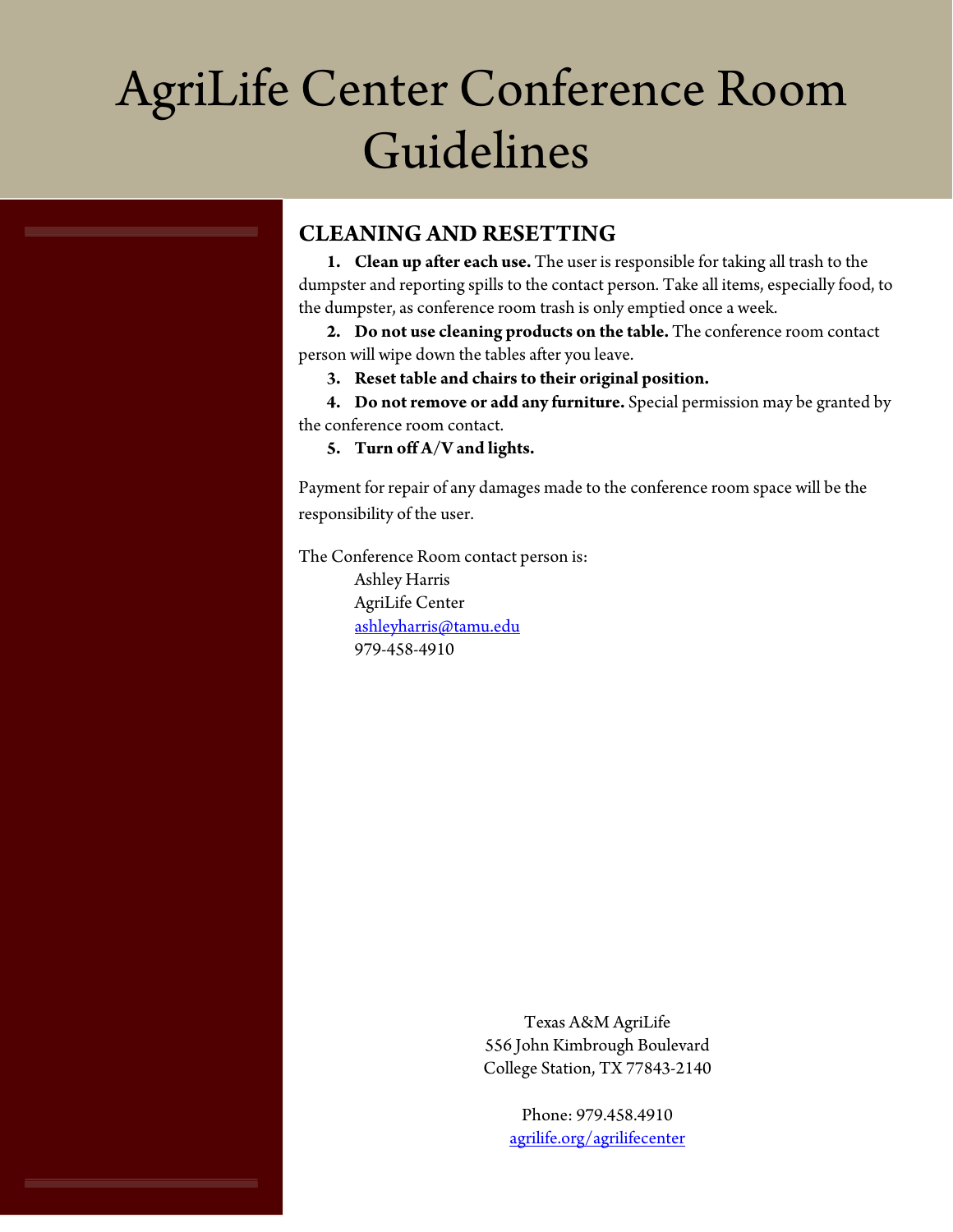# AgriLife Center Conference Room Guidelines

## CLEANING AND RESETTING

1. **Clean up after each use.** The user is responsible for taking all trash to the dumpster and reporting spills to the contact person. Take all items, especially food, to the dumpster, as conference room trash is only emptied once a week.
2. **Do not use cleaning products on the table.** The conference room contact person will wipe down the tables after you leave.
3. **Reset table and chairs to their original position.**
4. **Do not remove or add any furniture.** Special permission may be granted by the conference room contact.
5. **Turn off A/V and lights.**

Payment for repair of any damages made to the conference room space will be the responsibility of the user.

The Conference Room contact person is:

Ashley Harris
AgriLife Center
ashleyharris@tamu.edu
979-458-4910

Texas A&M AgriLife
556 John Kimbrough Boulevard
College Station, TX 77843-2140

Phone: 979.458.4910
agrilife.org/agrilifecenter